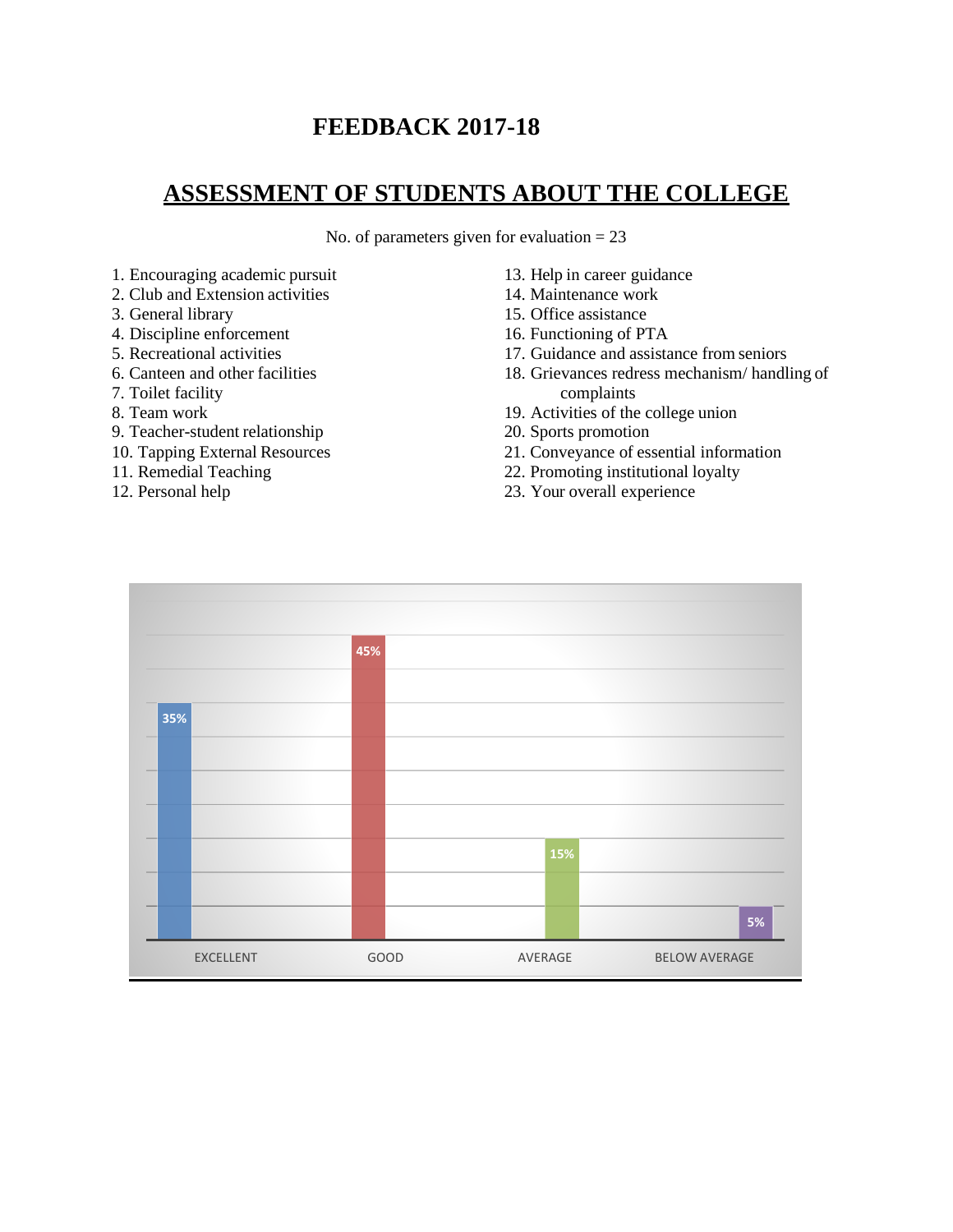# FEEDBACK 2017-18

## ASSESSMENT OF STUDENTS ABOUT THE COLLEGE

No. of parameters given for evaluation = 23

1. Encouraging academic pursuit
2. Club and Extension activities
3. General library
4. Discipline enforcement
5. Recreational activities
6. Canteen and other facilities
7. Toilet facility
8. Team work
9. Teacher-student relationship
10. Tapping External Resources
11. Remedial Teaching
12. Personal help
13. Help in career guidance
14. Maintenance work
15. Office assistance
16. Functioning of PTA
17. Guidance and assistance from seniors
18. Grievances redress mechanism/ handling of complaints
19. Activities of the college union
20. Sports promotion
21. Conveyance of essential information
22. Promoting institutional loyalty
23. Your overall experience

| EXCELLENT | GOOD | AVERAGE | BELOW AVERAGE |
| --- | --- | --- | --- |
| 35% | 45% | 15% | 5% |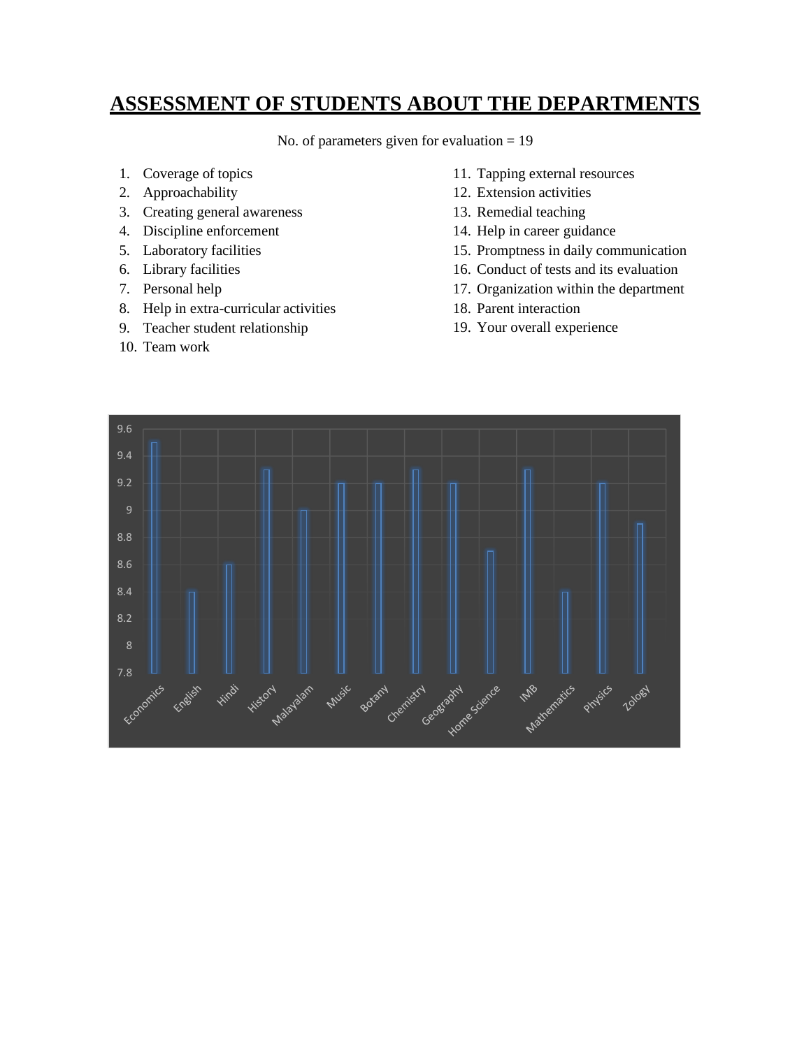# ASSESSMENT OF STUDENTS ABOUT THE DEPARTMENTS

No. of parameters given for evaluation = 19

1. Coverage of topics
2. Approachability
3. Creating general awareness
4. Discipline enforcement
5. Laboratory facilities
6. Library facilities
7. Personal help
8. Help in extra-curricular activities
9. Teacher student relationship
10. Team work
11. Tapping external resources
12. Extension activities
13. Remedial teaching
14. Help in career guidance
15. Promptness in daily communication
16. Conduct of tests and its evaluation
17. Organization within the department
18. Parent interaction
19. Your overall experience

| Department | Score |
|---|---|
| Economics | 9.5 |
| English | 8.4 |
| Hindi | 8.6 |
| History | 9.3 |
| Malayalam | 9 |
| Music | 9.2 |
| Botany | 9.2 |
| Chemistry | 9.3 |
| Geography | 9.2 |
| Home Science | 8.7 |
| IMB | 9.3 |
| Mathematics | 8.4 |
| Physics | 9.2 |
| Zology | 8.9 |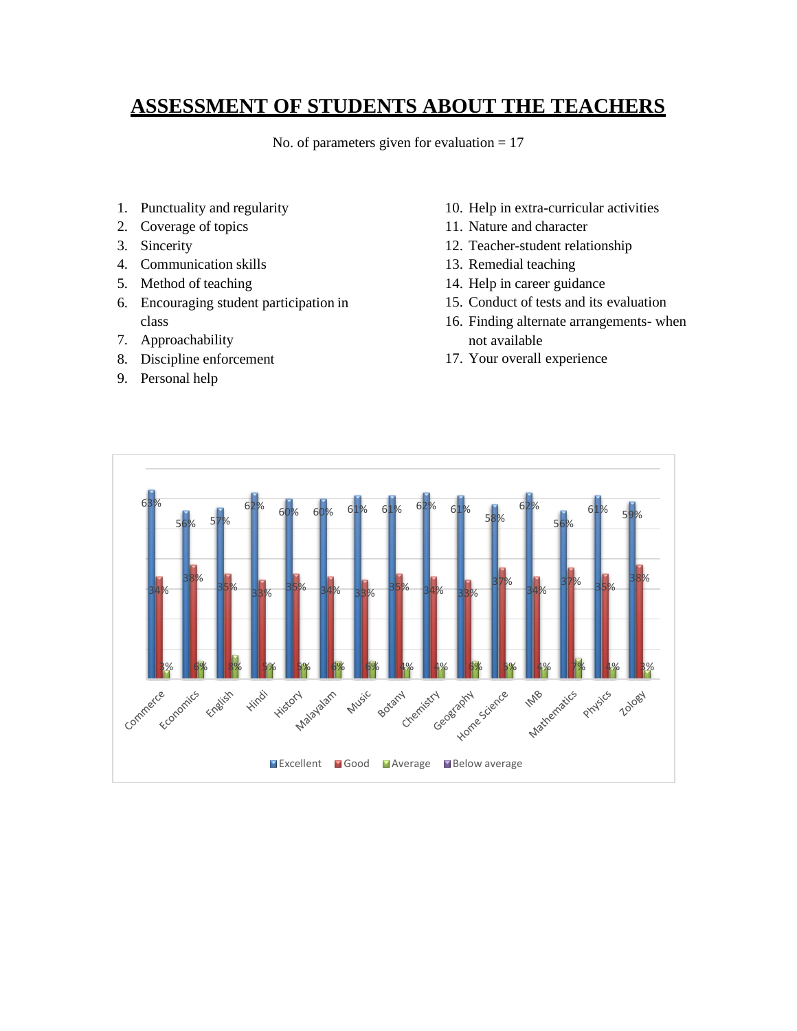# ASSESSMENT OF STUDENTS ABOUT THE TEACHERS

No. of parameters given for evaluation = 17

1. Punctuality and regularity
2. Coverage of topics
3. Sincerity
4. Communication skills
5. Method of teaching
6. Encouraging student participation in class
7. Approachability
8. Discipline enforcement
9. Personal help
10. Help in extra-curricular activities
11. Nature and character
12. Teacher-student relationship
13. Remedial teaching
14. Help in career guidance
15. Conduct of tests and its evaluation
16. Finding alternate arrangements- when not available
17. Your overall experience

| Subject | Excellent | Good | Average | Below average |
|---|---|---|---|---|
| Commerce | 63% | 34% | 3% | |
| Economics | 56% | 38% | 6% | |
| English | 57% | 35% | 8% | |
| Hindi | 62% | 33% | 5% | |
| History | 60% | 35% | 5% | |
| Malayalam | 60% | 34% | 6% | |
| Music | 61% | 33% | 6% | |
| Botany | 61% | 35% | 4% | |
| Chemistry | 62% | 34% | 4% | |
| Geography | 61% | 33% | 6% | |
| Home Science | 58% | 37% | 5% | |
| IMB | 62% | 34% | 4% | |
| Mathematics | 56% | 37% | 7% | |
| Physics | 61% | 35% | 4% | |
| Zology | 59% | 38% | 3% | |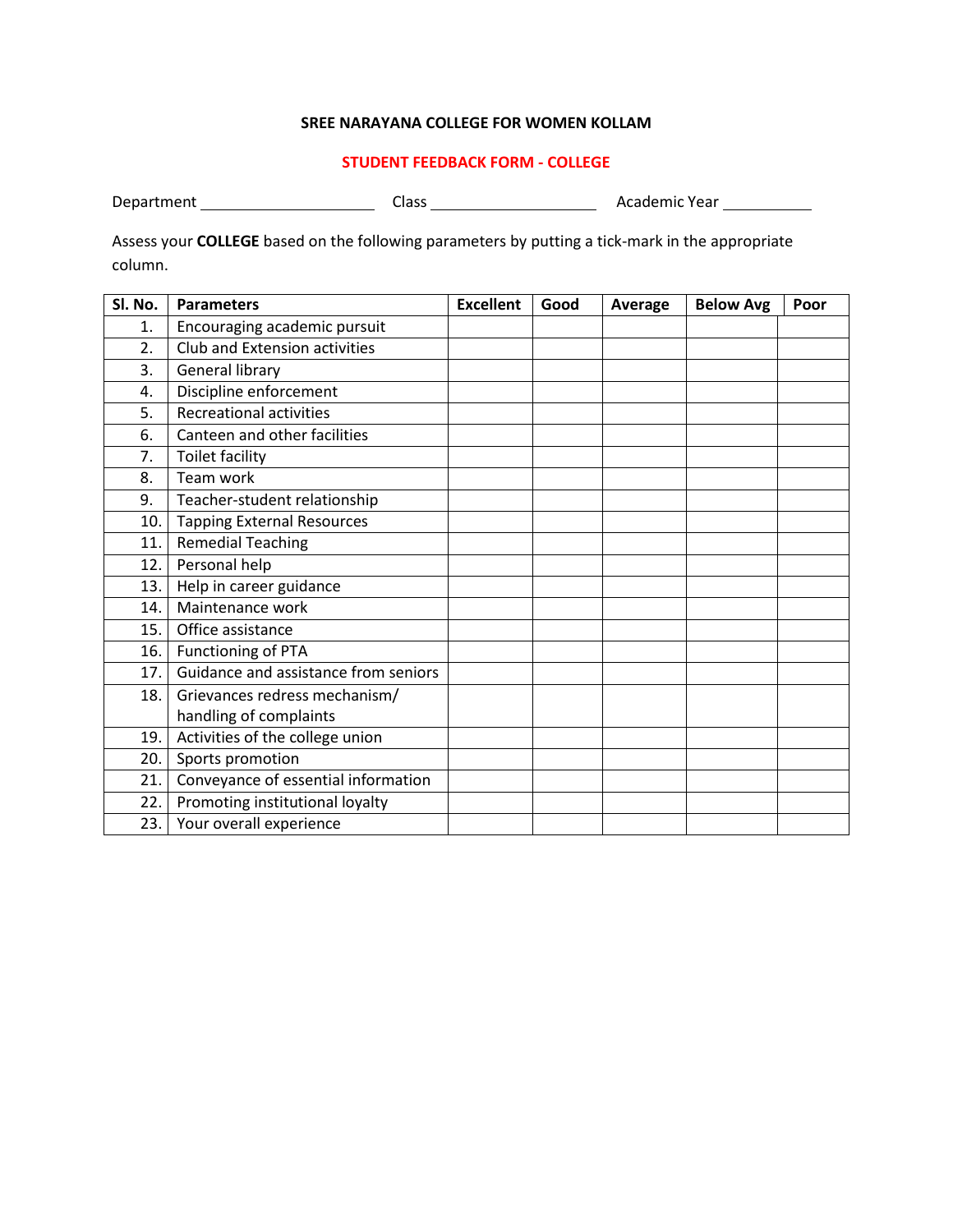**SREE NARAYANA COLLEGE FOR WOMEN KOLLAM**

**STUDENT FEEDBACK FORM - COLLEGE**

Department \_\_\_\_\_\_\_\_\_\_\_\_\_\_\_\_\_\_\_\_ Class \_\_\_\_\_\_\_\_\_\_\_\_\_\_\_\_\_\_\_\_ Academic Year \_\_\_\_\_\_\_\_\_\_\_

Assess your **COLLEGE** based on the following parameters by putting a tick-mark in the appropriate column.

| Sl. No. | Parameters | Excellent | Good | Average | Below Avg | Poor |
|---|---|---|---|---|---|---|
| 1. | Encouraging academic pursuit | | | | | |
| 2. | Club and Extension activities | | | | | |
| 3. | General library | | | | | |
| 4. | Discipline enforcement | | | | | |
| 5. | Recreational activities | | | | | |
| 6. | Canteen and other facilities | | | | | |
| 7. | Toilet facility | | | | | |
| 8. | Team work | | | | | |
| 9. | Teacher-student relationship | | | | | |
| 10. | Tapping External Resources | | | | | |
| 11. | Remedial Teaching | | | | | |
| 12. | Personal help | | | | | |
| 13. | Help in career guidance | | | | | |
| 14. | Maintenance work | | | | | |
| 15. | Office assistance | | | | | |
| 16. | Functioning of PTA | | | | | |
| 17. | Guidance and assistance from seniors | | | | | |
| 18. | Grievances redress mechanism/ handling of complaints | | | | | |
| 19. | Activities of the college union | | | | | |
| 20. | Sports promotion | | | | | |
| 21. | Conveyance of essential information | | | | | |
| 22. | Promoting institutional loyalty | | | | | |
| 23. | Your overall experience | | | | | |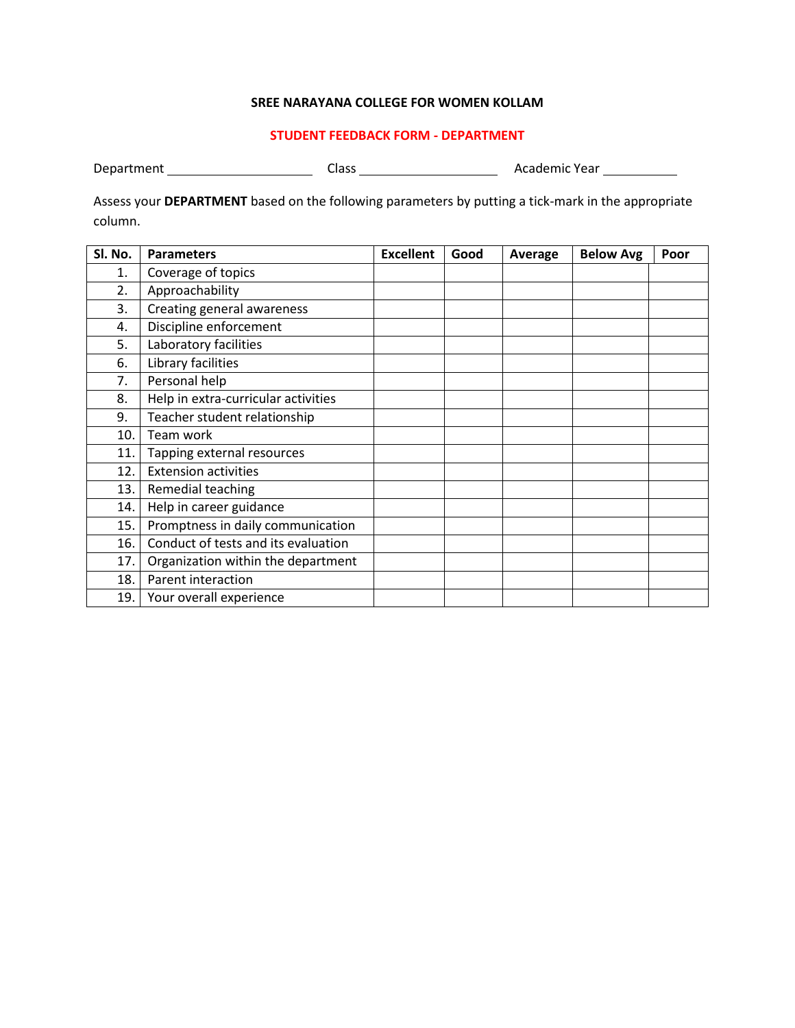**SREE NARAYANA COLLEGE FOR WOMEN KOLLAM**

**STUDENT FEEDBACK FORM - DEPARTMENT**

Department ____________________ Class ____________________ Academic Year __________

Assess your **DEPARTMENT** based on the following parameters by putting a tick-mark in the appropriate column.

| Sl. No. | Parameters | Excellent | Good | Average | Below Avg | Poor |
|---|---|---|---|---|---|---|
| 1. | Coverage of topics | | | | | |
| 2. | Approachability | | | | | |
| 3. | Creating general awareness | | | | | |
| 4. | Discipline enforcement | | | | | |
| 5. | Laboratory facilities | | | | | |
| 6. | Library facilities | | | | | |
| 7. | Personal help | | | | | |
| 8. | Help in extra-curricular activities | | | | | |
| 9. | Teacher student relationship | | | | | |
| 10. | Team work | | | | | |
| 11. | Tapping external resources | | | | | |
| 12. | Extension activities | | | | | |
| 13. | Remedial teaching | | | | | |
| 14. | Help in career guidance | | | | | |
| 15. | Promptness in daily communication | | | | | |
| 16. | Conduct of tests and its evaluation | | | | | |
| 17. | Organization within the department | | | | | |
| 18. | Parent interaction | | | | | |
| 19. | Your overall experience | | | | | |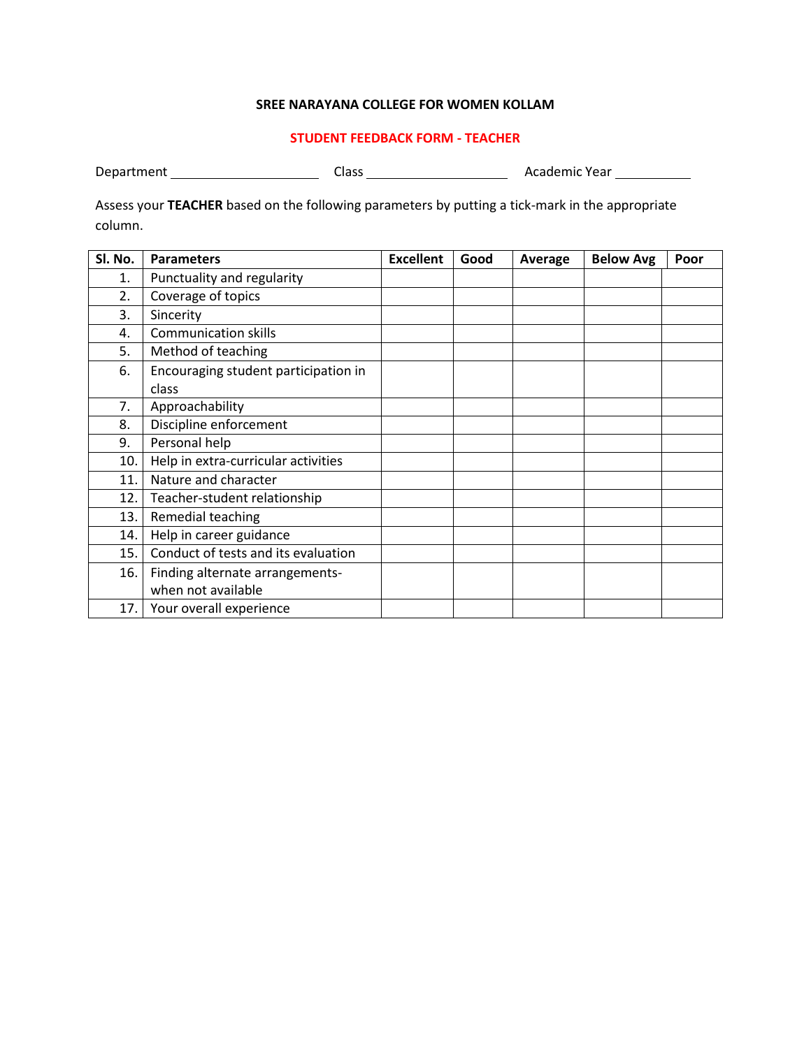**SREE NARAYANA COLLEGE FOR WOMEN KOLLAM**

**STUDENT FEEDBACK FORM - TEACHER**

Department ____________________ Class ____________________ Academic Year ___________

Assess your **TEACHER** based on the following parameters by putting a tick-mark in the appropriate column.

| Sl. No. | Parameters | Excellent | Good | Average | Below Avg | Poor |
|---|---|---|---|---|---|---|
| 1. | Punctuality and regularity | | | | | |
| 2. | Coverage of topics | | | | | |
| 3. | Sincerity | | | | | |
| 4. | Communication skills | | | | | |
| 5. | Method of teaching | | | | | |
| 6. | Encouraging student participation in class | | | | | |
| 7. | Approachability | | | | | |
| 8. | Discipline enforcement | | | | | |
| 9. | Personal help | | | | | |
| 10. | Help in extra-curricular activities | | | | | |
| 11. | Nature and character | | | | | |
| 12. | Teacher-student relationship | | | | | |
| 13. | Remedial teaching | | | | | |
| 14. | Help in career guidance | | | | | |
| 15. | Conduct of tests and its evaluation | | | | | |
| 16. | Finding alternate arrangements- when not available | | | | | |
| 17. | Your overall experience | | | | | |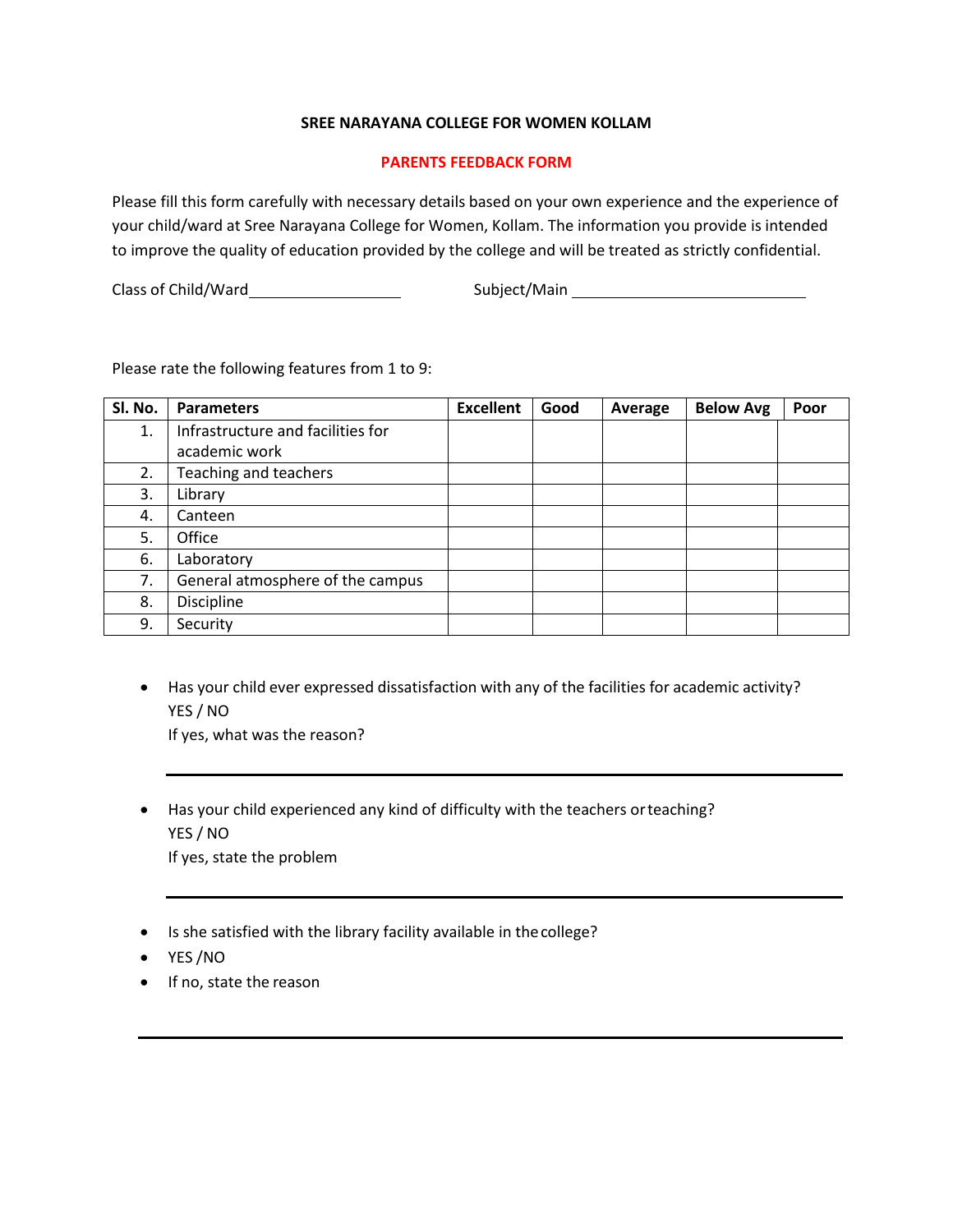**SREE NARAYANA COLLEGE FOR WOMEN KOLLAM**

**PARENTS FEEDBACK FORM**

Please fill this form carefully with necessary details based on your own experience and the experience of your child/ward at Sree Narayana College for Women, Kollam. The information you provide is intended to improve the quality of education provided by the college and will be treated as strictly confidential.

Class of Child/Ward\_\_\_\_\_\_\_\_\_\_\_\_\_\_\_\_\_\_ Subject/Main \_\_\_\_\_\_\_\_\_\_\_\_\_\_\_\_\_\_\_\_\_\_\_\_\_\_\_\_

Please rate the following features from 1 to 9:

| Sl. No. | Parameters | Excellent | Good | Average | Below Avg | Poor |
|---|---|---|---|---|---|---|
| 1. | Infrastructure and facilities for academic work | | | | | |
| 2. | Teaching and teachers | | | | | |
| 3. | Library | | | | | |
| 4. | Canteen | | | | | |
| 5. | Office | | | | | |
| 6. | Laboratory | | | | | |
| 7. | General atmosphere of the campus | | | | | |
| 8. | Discipline | | | | | |
| 9. | Security | | | | | |

- Has your child ever expressed dissatisfaction with any of the facilities for academic activity?
  YES / NO
  If yes, what was the reason?

  \_\_\_\_\_\_\_\_\_\_\_\_\_\_\_\_\_\_\_\_\_\_\_\_\_\_\_\_\_\_\_\_\_\_\_\_\_\_\_\_\_\_\_\_\_\_\_\_\_\_\_\_\_\_\_\_\_\_\_\_

- Has your child experienced any kind of difficulty with the teachers or teaching?
  YES / NO
  If yes, state the problem

  \_\_\_\_\_\_\_\_\_\_\_\_\_\_\_\_\_\_\_\_\_\_\_\_\_\_\_\_\_\_\_\_\_\_\_\_\_\_\_\_\_\_\_\_\_\_\_\_\_\_\_\_\_\_\_\_\_\_\_\_

- Is she satisfied with the library facility available in the college?
- YES /NO
- If no, state the reason

\_\_\_\_\_\_\_\_\_\_\_\_\_\_\_\_\_\_\_\_\_\_\_\_\_\_\_\_\_\_\_\_\_\_\_\_\_\_\_\_\_\_\_\_\_\_\_\_\_\_\_\_\_\_\_\_\_\_\_\_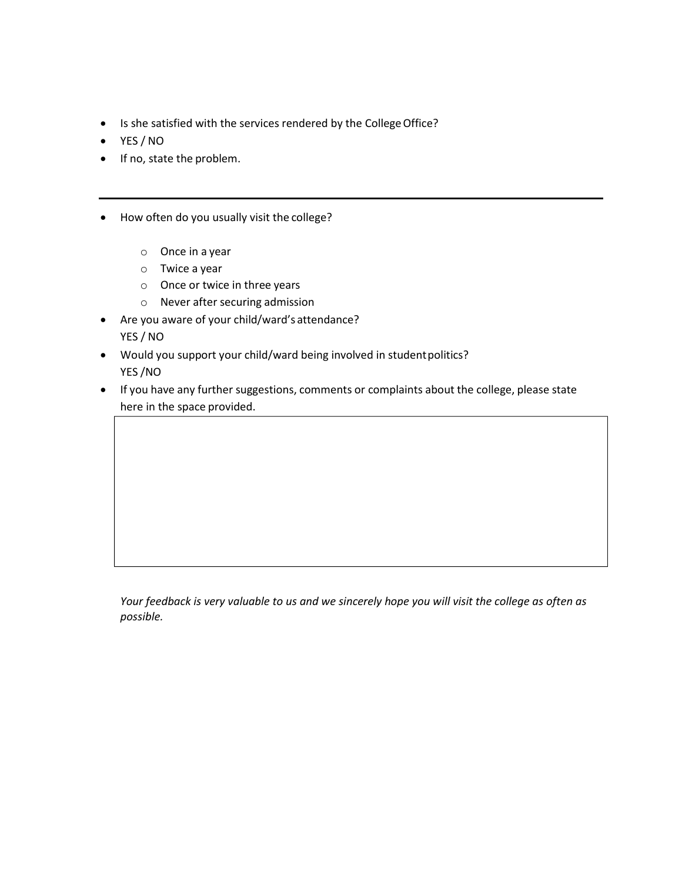- Is she satisfied with the services rendered by the College Office?
- YES / NO
- If no, state the problem.

---

- How often do you usually visit the college?
    - Once in a year
    - Twice a year
    - Once or twice in three years
    - Never after securing admission
- Are you aware of your child/ward's attendance?
  YES / NO
- Would you support your child/ward being involved in student politics?
  YES /NO
- If you have any further suggestions, comments or complaints about the college, please state here in the space provided.

*Your feedback is very valuable to us and we sincerely hope you will visit the college as often as possible.*